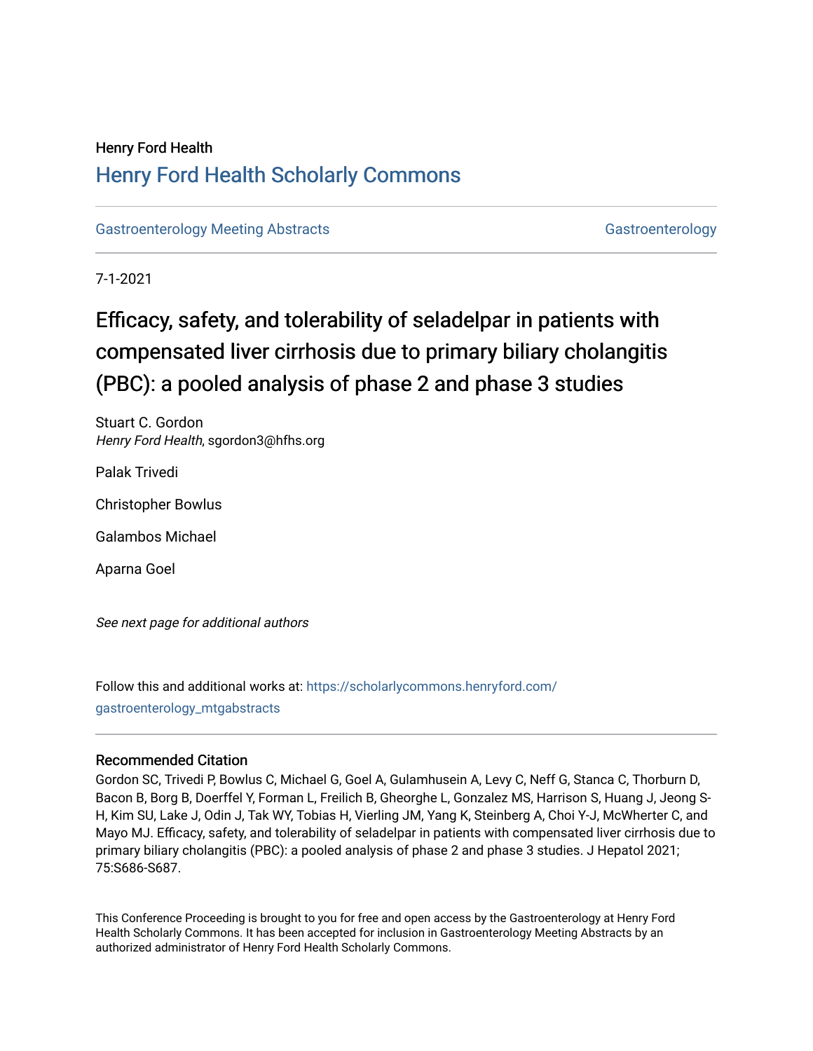Henry Ford Health

## Henry Ford Health Scholarly Commons

Gastroenterology Meeting Abstracts | Gastroenterology

7-1-2021

# Efficacy, safety, and tolerability of seladelpar in patients with compensated liver cirrhosis due to primary biliary cholangitis (PBC): a pooled analysis of phase 2 and phase 3 studies

Stuart C. Gordon
*Henry Ford Health*, sgordon3@hfhs.org

Palak Trivedi

Christopher Bowlus

Galambos Michael

Aparna Goel

*See next page for additional authors*

Follow this and additional works at: https://scholarlycommons.henryford.com/gastroenterology_mtgabstracts

### Recommended Citation

Gordon SC, Trivedi P, Bowlus C, Michael G, Goel A, Gulamhusein A, Levy C, Neff G, Stanca C, Thorburn D, Bacon B, Borg B, Doerffel Y, Forman L, Freilich B, Gheorghe L, Gonzalez MS, Harrison S, Huang J, Jeong S-H, Kim SU, Lake J, Odin J, Tak WY, Tobias H, Vierling JM, Yang K, Steinberg A, Choi Y-J, McWherter C, and Mayo MJ. Efficacy, safety, and tolerability of seladelpar in patients with compensated liver cirrhosis due to primary biliary cholangitis (PBC): a pooled analysis of phase 2 and phase 3 studies. J Hepatol 2021; 75:S686-S687.

This Conference Proceeding is brought to you for free and open access by the Gastroenterology at Henry Ford Health Scholarly Commons. It has been accepted for inclusion in Gastroenterology Meeting Abstracts by an authorized administrator of Henry Ford Health Scholarly Commons.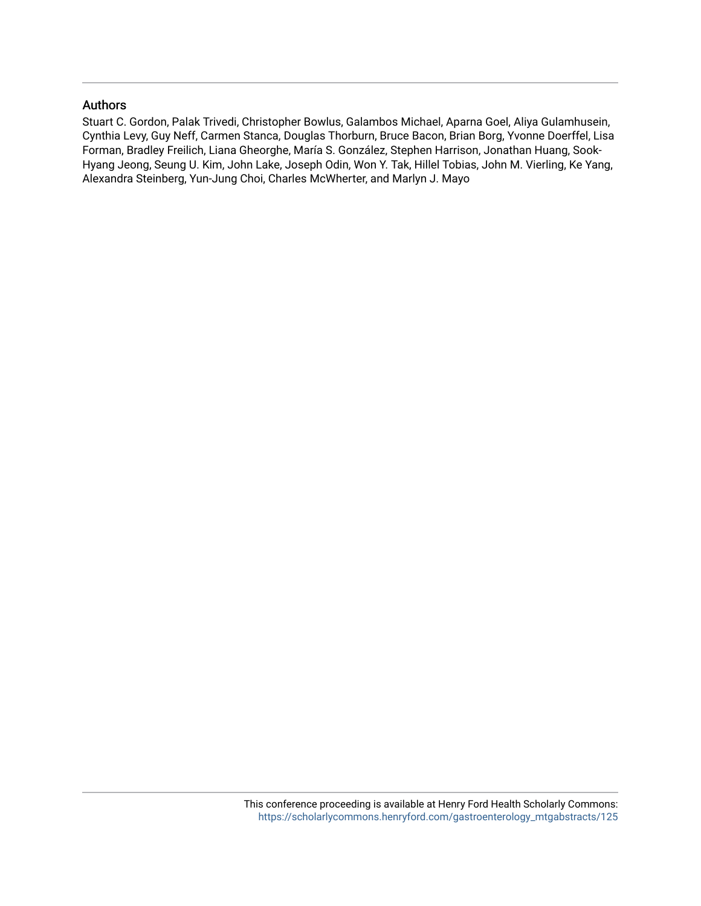## Authors

Stuart C. Gordon, Palak Trivedi, Christopher Bowlus, Galambos Michael, Aparna Goel, Aliya Gulamhusein, Cynthia Levy, Guy Neff, Carmen Stanca, Douglas Thorburn, Bruce Bacon, Brian Borg, Yvonne Doerffel, Lisa Forman, Bradley Freilich, Liana Gheorghe, María S. González, Stephen Harrison, Jonathan Huang, Sook-Hyang Jeong, Seung U. Kim, John Lake, Joseph Odin, Won Y. Tak, Hillel Tobias, John M. Vierling, Ke Yang, Alexandra Steinberg, Yun-Jung Choi, Charles McWherter, and Marlyn J. Mayo

This conference proceeding is available at Henry Ford Health Scholarly Commons: https://scholarlycommons.henryford.com/gastroenterology_mtgabstracts/125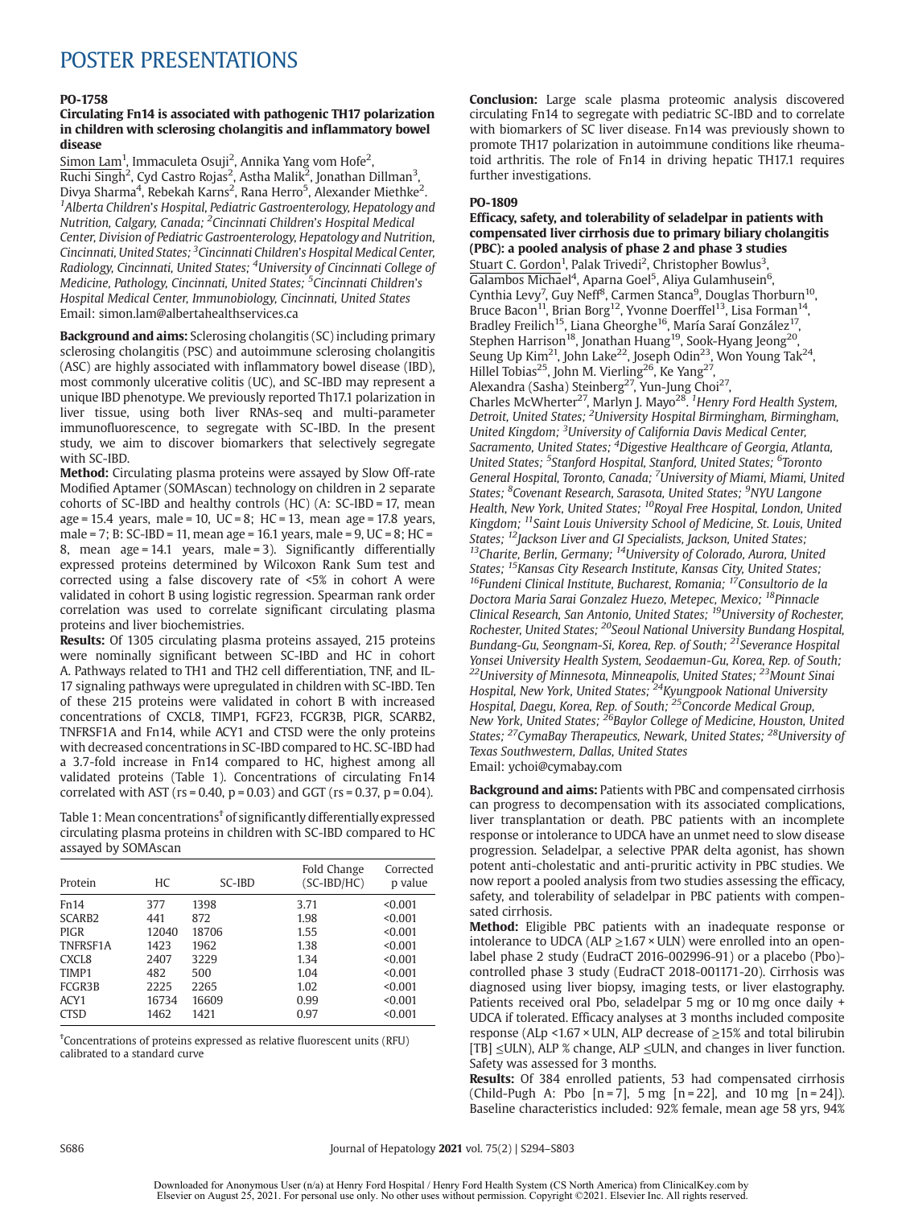# POSTER PRESENTATIONS

## PO-1758

### Circulating Fn14 is associated with pathogenic TH17 polarization in children with sclerosing cholangitis and inflammatory bowel disease

Simon Lam[1], Immaculeta Osuji[2], Annika Yang vom Hofe[2], Ruchi Singh[2], Cyd Castro Rojas[2], Astha Malik[2], Jonathan Dillman[3], Divya Sharma[4], Rebekah Karns[2], Rana Herro[5], Alexander Miethke[2]. *[1]Alberta Children's Hospital, Pediatric Gastroenterology, Hepatology and Nutrition, Calgary, Canada; [2]Cincinnati Children's Hospital Medical Center, Division of Pediatric Gastroenterology, Hepatology and Nutrition, Cincinnati, United States; [3]Cincinnati Children's Hospital Medical Center, Radiology, Cincinnati, United States; [4]University of Cincinnati College of Medicine, Pathology, Cincinnati, United States; [5]Cincinnati Children's Hospital Medical Center, Immunobiology, Cincinnati, United States*
Email: simon.lam@albertahealthservices.ca

**Background and aims:** Sclerosing cholangitis (SC) including primary sclerosing cholangitis (PSC) and autoimmune sclerosing cholangitis (ASC) are highly associated with inflammatory bowel disease (IBD), most commonly ulcerative colitis (UC), and SC-IBD may represent a unique IBD phenotype. We previously reported Th17.1 polarization in liver tissue, using both liver RNAs-seq and multi-parameter immunofluorescence, to segregate with SC-IBD. In the present study, we aim to discover biomarkers that selectively segregate with SC-IBD.

**Method:** Circulating plasma proteins were assayed by Slow Off-rate Modified Aptamer (SOMAscan) technology on children in 2 separate cohorts of SC-IBD and healthy controls (HC) (A: SC-IBD = 17, mean age = 15.4 years, male = 10, UC = 8; HC = 13, mean age = 17.8 years, male = 7; B: SC-IBD = 11, mean age = 16.1 years, male = 9, UC = 8; HC = 8, mean age = 14.1 years, male = 3). Significantly differentially expressed proteins determined by Wilcoxon Rank Sum test and corrected using a false discovery rate of <5% in cohort A were validated in cohort B using logistic regression. Spearman rank order correlation was used to correlate significant circulating plasma proteins and liver biochemistries.

**Results:** Of 1305 circulating plasma proteins assayed, 215 proteins were nominally significant between SC-IBD and HC in cohort A. Pathways related to TH1 and TH2 cell differentiation, TNF, and IL-17 signaling pathways were upregulated in children with SC-IBD. Ten of these 215 proteins were validated in cohort B with increased concentrations of CXCL8, TIMP1, FGF23, FCGR3B, PIGR, SCARB2, TNFRSF1A and Fn14, while ACY1 and CTSD were the only proteins with decreased concentrations in SC-IBD compared to HC. SC-IBD had a 3.7-fold increase in Fn14 compared to HC, highest among all validated proteins (Table 1). Concentrations of circulating Fn14 correlated with AST (rs = 0.40, p = 0.03) and GGT (rs = 0.37, p = 0.04).

Table 1: Mean concentrations† of significantly differentially expressed circulating plasma proteins in children with SC-IBD compared to HC assayed by SOMAscan

| Protein | HC | SC-IBD | Fold Change (SC-IBD/HC) | Corrected p value |
|---|---|---|---|---|
| Fn14 | 377 | 1398 | 3.71 | <0.001 |
| SCARB2 | 441 | 872 | 1.98 | <0.001 |
| PIGR | 12040 | 18706 | 1.55 | <0.001 |
| TNFRSF1A | 1423 | 1962 | 1.38 | <0.001 |
| CXCL8 | 2407 | 3229 | 1.34 | <0.001 |
| TIMP1 | 482 | 500 | 1.04 | <0.001 |
| FCGR3B | 2225 | 2265 | 1.02 | <0.001 |
| ACY1 | 16734 | 16609 | 0.99 | <0.001 |
| CTSD | 1462 | 1421 | 0.97 | <0.001 |

†Concentrations of proteins expressed as relative fluorescent units (RFU) calibrated to a standard curve

**Conclusion:** Large scale plasma proteomic analysis discovered circulating Fn14 to segregate with pediatric SC-IBD and to correlate with biomarkers of SC liver disease. Fn14 was previously shown to promote TH17 polarization in autoimmune conditions like rheumatoid arthritis. The role of Fn14 in driving hepatic TH17.1 requires further investigations.

## PO-1809

### Efficacy, safety, and tolerability of seladelpar in patients with compensated liver cirrhosis due to primary biliary cholangitis (PBC): a pooled analysis of phase 2 and phase 3 studies

Stuart C. Gordon[1], Palak Trivedi[2], Christopher Bowlus[3], Galambos Michael[4], Aparna Goel[5], Aliya Gulamhusein[6], Cynthia Levy[7], Guy Neff[8], Carmen Stanca[9], Douglas Thorburn[10], Bruce Bacon[11], Brian Borg[12], Yvonne Doerffel[13], Lisa Forman[14], Bradley Freilich[15], Liana Gheorghe[16], María Saraí González[17], Stephen Harrison[18], Jonathan Huang[19], Sook-Hyang Jeong[20], Seung Up Kim[21], John Lake[22], Joseph Odin[23], Won Young Tak[24], Hillel Tobias[25], John M. Vierling[26], Ke Yang[27], Alexandra (Sasha) Steinberg[27], Yun-Jung Choi[27], Charles McWherter[27], Marlyn J. Mayo[28]. *[1]Henry Ford Health System, Detroit, United States; [2]University Hospital Birmingham, Birmingham, United Kingdom; [3]University of California Davis Medical Center, Sacramento, United States; [4]Digestive Healthcare of Georgia, Atlanta, United States; [5]Stanford Hospital, Stanford, United States; [6]Toronto General Hospital, Toronto, Canada; [7]University of Miami, Miami, United States; [8]Covenant Research, Sarasota, United States; [9]NYU Langone Health, New York, United States; [10]Royal Free Hospital, London, United Kingdom; [11]Saint Louis University School of Medicine, St. Louis, United States; [12]Jackson Liver and GI Specialists, Jackson, United States; [13]Charite, Berlin, Germany; [14]University of Colorado, Aurora, United States; [15]Kansas City Research Institute, Kansas City, United States; [16]Fundeni Clinical Institute, Bucharest, Romania; [17]Consultorio de la Doctora Maria Sarai Gonzalez Huezo, Metepec, Mexico; [18]Pinnacle Clinical Research, San Antonio, United States; [19]University of Rochester, Rochester, United States; [20]Seoul National University Bundang Hospital, Bundang-Gu, Seongnam-Si, Korea, Rep. of South; [21]Severance Hospital Yonsei University Health System, Seodaemun-Gu, Korea, Rep. of South; [22]University of Minnesota, Minneapolis, United States; [23]Mount Sinai Hospital, New York, United States; [24]Kyungpook National University Hospital, Daegu, Korea, Rep. of South; [25]Concorde Medical Group, New York, United States; [26]Baylor College of Medicine, Houston, United States; [27]CymaBay Therapeutics, Newark, United States; [28]University of Texas Southwestern, Dallas, United States*
Email: ychoi@cymabay.com

**Background and aims:** Patients with PBC and compensated cirrhosis can progress to decompensation with its associated complications, liver transplantation or death. PBC patients with an incomplete response or intolerance to UDCA have an unmet need to slow disease progression. Seladelpar, a selective PPAR delta agonist, has shown potent anti-cholestatic and anti-pruritic activity in PBC studies. We now report a pooled analysis from two studies assessing the efficacy, safety, and tolerability of seladelpar in PBC patients with compensated cirrhosis.

**Method:** Eligible PBC patients with an inadequate response or intolerance to UDCA (ALP ≥1.67 × ULN) were enrolled into an open-label phase 2 study (EudraCT 2016-002996-91) or a placebo (Pbo)-controlled phase 3 study (EudraCT 2018-001171-20). Cirrhosis was diagnosed using liver biopsy, imaging tests, or liver elastography. Patients received oral Pbo, seladelpar 5 mg or 10 mg once daily + UDCA if tolerated. Efficacy analyses at 3 months included composite response (ALp <1.67 × ULN, ALP decrease of ≥15% and total bilirubin [TB] ≤ULN), ALP % change, ALP ≤ULN, and changes in liver function. Safety was assessed for 3 months.

**Results:** Of 384 enrolled patients, 53 had compensated cirrhosis (Child-Pugh A: Pbo [n = 7], 5 mg [n = 22], and 10 mg [n = 24]). Baseline characteristics included: 92% female, mean age 58 yrs, 94%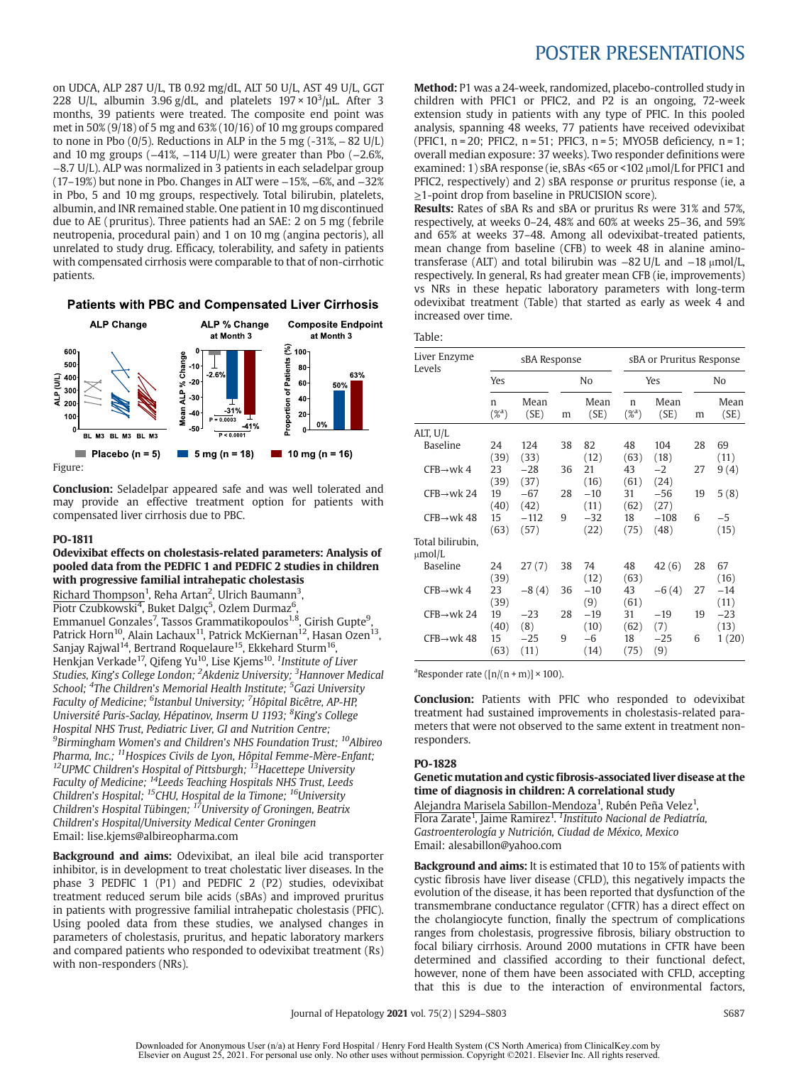on UDCA, ALP 287 U/L, TB 0.92 mg/dL, ALT 50 U/L, AST 49 U/L, GGT 228 U/L, albumin 3.96 g/dL, and platelets $197 \times 10^3/\mu L$. After 3 months, 39 patients were treated. The composite end point was met in 50% (9/18) of 5 mg and 63% (10/16) of 10 mg groups compared to none in Pbo (0/5). Reductions in ALP in the 5 mg (-31%, – 82 U/L) and 10 mg groups (–41%, –114 U/L) were greater than Pbo (–2.6%, –8.7 U/L). ALP was normalized in 3 patients in each seladelpar group (17–19%) but none in Pbo. Changes in ALT were –15%, –6%, and –32% in Pbo, 5 and 10 mg groups, respectively. Total bilirubin, platelets, albumin, and INR remained stable. One patient in 10 mg discontinued due to AE (pruritus). Three patients had an SAE: 2 on 5 mg (febrile neutropenia, procedural pain) and 1 on 10 mg (angina pectoris), all unrelated to study drug. Efficacy, tolerability, and safety in patients with compensated cirrhosis were comparable to that of non-cirrhotic patients.

**Patients with PBC and Compensated Liver Cirrhosis**

ALP Change

ALP (U/L)

600
500
400
300
200
100
0

BL M3 BL M3 BL M3

ALP % Change at Month 3

Mean ALP % Change

0
-10
-20
-30
-40
-50

-2.6%
-31%
P = 0.0003
-41%
P < 0.0001

Composite Endpoint at Month 3

Proportion of Patients (%)

100
80
60
40
20
0

0%
50%
63%

Placebo (n = 5) 5 mg (n = 18) 10 mg (n = 16)

Figure:

**Conclusion:** Seladelpar appeared safe and was well tolerated and may provide an effective treatment option for patients with compensated liver cirrhosis due to PBC.

### PO-1811

### Odevixibat effects on cholestasis-related parameters: Analysis of pooled data from the PEDFIC 1 and PEDFIC 2 studies in children with progressive familial intrahepatic cholestasis

Richard Thompson[1], Reha Artan[2], Ulrich Baumann[3], Piotr Czubkowski[4], Buket Dalgıç[5], Ozlem Durmaz[6], Emmanuel Gonzales[7], Tassos Grammatikopoulos[1,8], Girish Gupte[9], Patrick Horn[10], Alain Lachaux[11], Patrick McKiernan[12], Hasan Ozen[13], Sanjay Rajwal[14], Bertrand Roquelaure[15], Ekkehard Sturm[16], Henkjan Verkade[17], Qifeng Yu[10], Lise Kjems[10]. [1]*Institute of Liver Studies, King's College London;* [2]*Akdeniz University;* [3]*Hannover Medical School;* [4]*The Children's Memorial Health Institute;* [5]*Gazi University Faculty of Medicine;* [6]*Istanbul University;* [7]*Hôpital Bicêtre, AP-HP, Université Paris-Saclay, Hépatinov, Inserm U 1193;* [8]*King's College Hospital NHS Trust, Pediatric Liver, GI and Nutrition Centre;* [9]*Birmingham Women's and Children's NHS Foundation Trust;* [10]*Albireo Pharma, Inc.;* [11]*Hospices Civils de Lyon, Hôpital Femme-Mère-Enfant;* [12]*UPMC Children's Hospital of Pittsburgh;* [13]*Hacettepe University Faculty of Medicine;* [14]*Leeds Teaching Hospitals NHS Trust, Leeds Children's Hospital;* [15]*CHU, Hospital de la Timone;* [16]*University Children's Hospital Tübingen;* [17]*University of Groningen, Beatrix Children's Hospital/University Medical Center Groningen*
Email: lise.kjems@albireopharma.com

**Background and aims:** Odevixibat, an ileal bile acid transporter inhibitor, is in development to treat cholestatic liver diseases. In the phase 3 PEDFIC 1 (P1) and PEDFIC 2 (P2) studies, odevixibat treatment reduced serum bile acids (sBAs) and improved pruritus in patients with progressive familial intrahepatic cholestasis (PFIC). Using pooled data from these studies, we analysed changes in parameters of cholestasis, pruritus, and hepatic laboratory markers and compared patients who responded to odevixibat treatment (Rs) with non-responders (NRs).

**Method:** P1 was a 24-week, randomized, placebo-controlled study in children with PFIC1 or PFIC2, and P2 is an ongoing, 72-week extension study in patients with any type of PFIC. In this pooled analysis, spanning 48 weeks, 77 patients have received odevixibat (PFIC1, n = 20; PFIC2, n = 51; PFIC3, n = 5; MYO5B deficiency, n = 1; overall median exposure: 37 weeks). Two responder definitions were examined: 1) sBA response (ie, sBAs <65 or <102 μmol/L for PFIC1 and PFIC2, respectively) and 2) sBA response *or* pruritus response (ie, a ≥1-point drop from baseline in PRUCISION score).

**Results:** Rates of sBA Rs and sBA or pruritus Rs were 31% and 57%, respectively, at weeks 0–24, 48% and 60% at weeks 25–36, and 59% and 65% at weeks 37–48. Among all odevixibat-treated patients, mean change from baseline (CFB) to week 48 in alanine aminotransferase (ALT) and total bilirubin was –82 U/L and –18 μmol/L, respectively. In general, Rs had greater mean CFB (ie, improvements) vs NRs in these hepatic laboratory parameters with long-term odevixibat treatment (Table) that started as early as week 4 and increased over time.

Table:

| Liver Enzyme Levels | sBA Response | | | | sBA or Pruritus Response | | | |
|---|---|---|---|---|---|---|---|---|
| | Yes | | No | | Yes | | No | |
| | n (%[a]) | Mean (SE) | m | Mean (SE) | n (%[a]) | Mean (SE) | m | Mean (SE) |
| ALT, U/L | | | | | | | | |
| Baseline | 24 (39) | 124 (33) | 38 | 82 (12) | 48 (63) | 104 (18) | 28 | 69 (11) |
| CFB→wk 4 | 23 (39) | −28 (37) | 36 | 21 (16) | 43 (61) | −2 (24) | 27 | 9 (4) |
| CFB→wk 24 | 19 (40) | −67 (42) | 28 | −10 (11) | 31 (62) | −56 (27) | 19 | 5 (8) |
| CFB→wk 48 | 15 (63) | −112 (57) | 9 | −32 (22) | 18 (75) | −108 (48) | 6 | −5 (15) |
| Total bilirubin, μmol/L | | | | | | | | |
| Baseline | 24 (39) | 27 (7) | 38 | 74 (12) | 48 (63) | 42 (6) | 28 | 67 (16) |
| CFB→wk 4 | 23 (39) | −8 (4) | 36 | −10 (9) | 43 (61) | −6 (4) | 27 | −14 (11) |
| CFB→wk 24 | 19 (40) | −23 (8) | 28 | −19 (10) | 31 (62) | −19 (7) | 19 | −23 (13) |
| CFB→wk 48 | 15 (63) | −25 (11) | 9 | −6 (14) | 18 (75) | −25 (9) | 6 | 1 (20) |

[a]Responder rate ([n/(n + m)] × 100).

**Conclusion:** Patients with PFIC who responded to odevixibat treatment had sustained improvements in cholestasis-related parameters that were not observed to the same extent in treatment non-responders.

### PO-1828

### Genetic mutation and cystic fibrosis-associated liver disease at the time of diagnosis in children: A correlational study

Alejandra Marisela Sabillon-Mendoza[1], Rubén Peña Velez[1], Flora Zarate[1], Jaime Ramirez[1]. [1]*Instituto Nacional de Pediatría, Gastroenterología y Nutrición, Ciudad de México, Mexico*
Email: alesabillon@yahoo.com

**Background and aims:** It is estimated that 10 to 15% of patients with cystic fibrosis have liver disease (CFLD), this negatively impacts the evolution of the disease, it has been reported that dysfunction of the transmembrane conductance regulator (CFTR) has a direct effect on the cholangiocyte function, finally the spectrum of complications ranges from cholestasis, progressive fibrosis, biliary obstruction to focal biliary cirrhosis. Around 2000 mutations in CFTR have been determined and classified according to their functional defect, however, none of them have been associated with CFLD, accepting that this is due to the interaction of environmental factors,